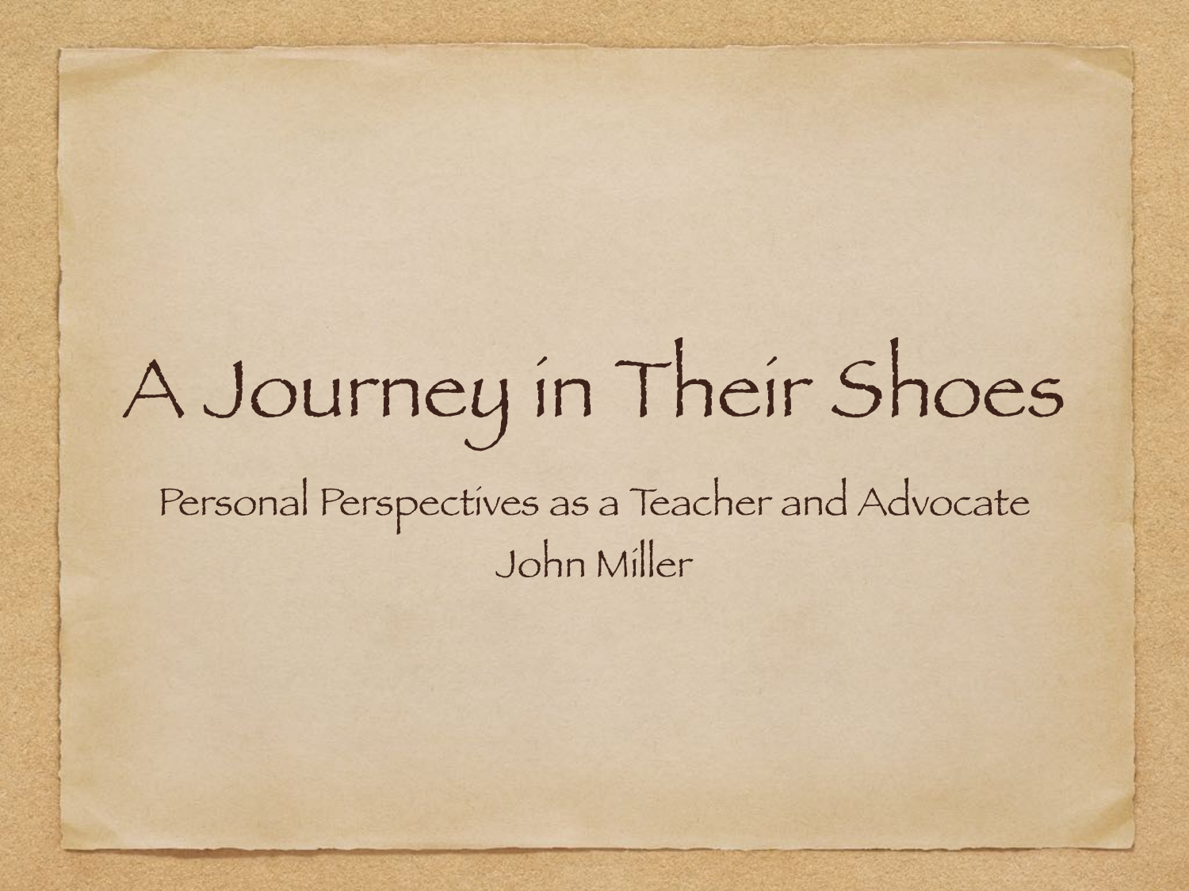# A Journey in Their Shoes

Personal Perspectives as a Teacher and Advocate

John Miller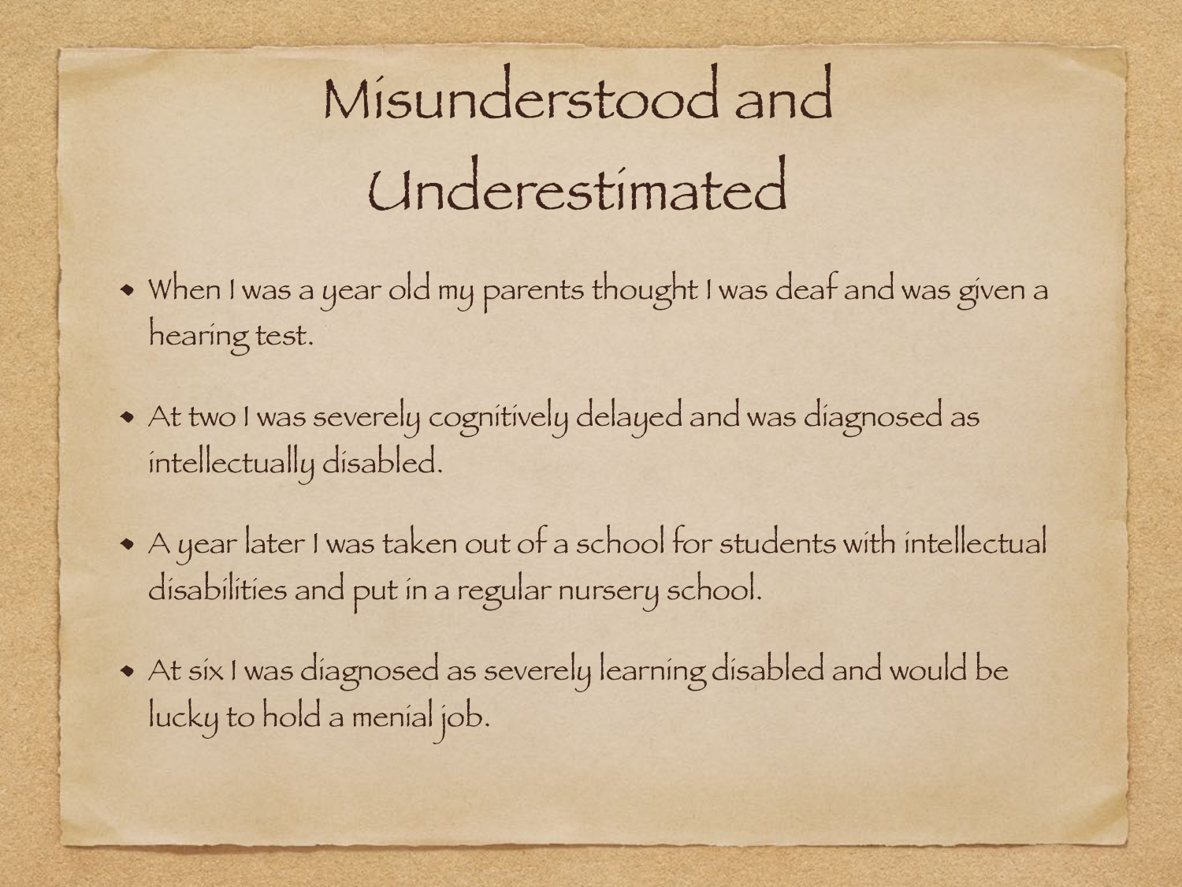# Misunderstood and Underestimated

- When I was a year old my parents thought I was deaf and was given a hearing test.
- At two I was severely cognitively delayed and was diagnosed as intellectually disabled.
- A year later I was taken out of a school for students with intellectual disabilities and put in a regular nursery school.
- At six I was diagnosed as severely learning disabled and would be lucky to hold a menial job.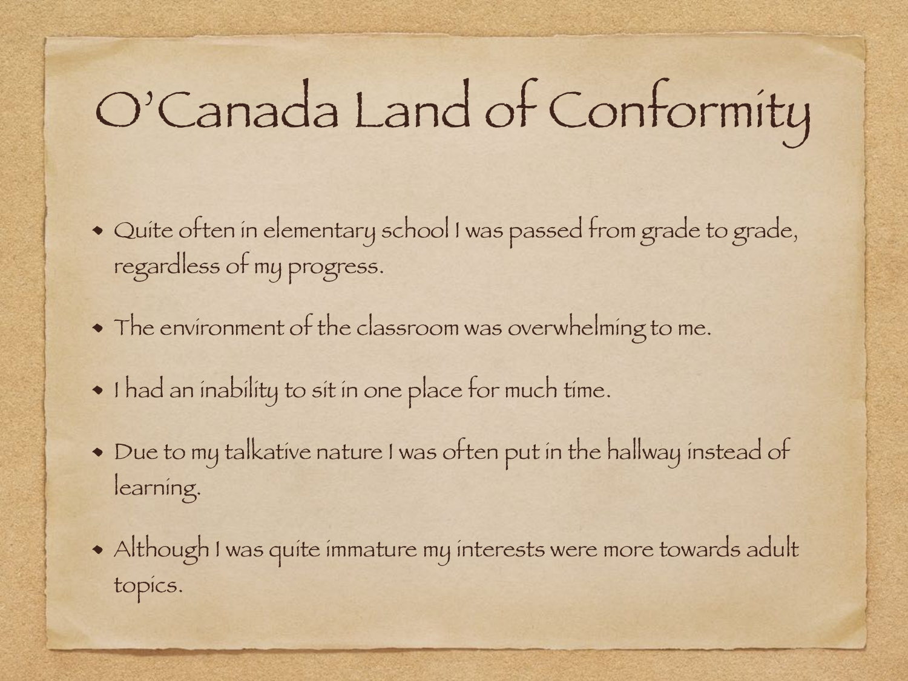# O'Canada Land of Conformity

- Quite often in elementary school I was passed from grade to grade, regardless of my progress.
- The environment of the classroom was overwhelming to me.
- I had an inability to sit in one place for much time.
- Due to my talkative nature I was often put in the hallway instead of learning.
- Although I was quite immature my interests were more towards adult topics.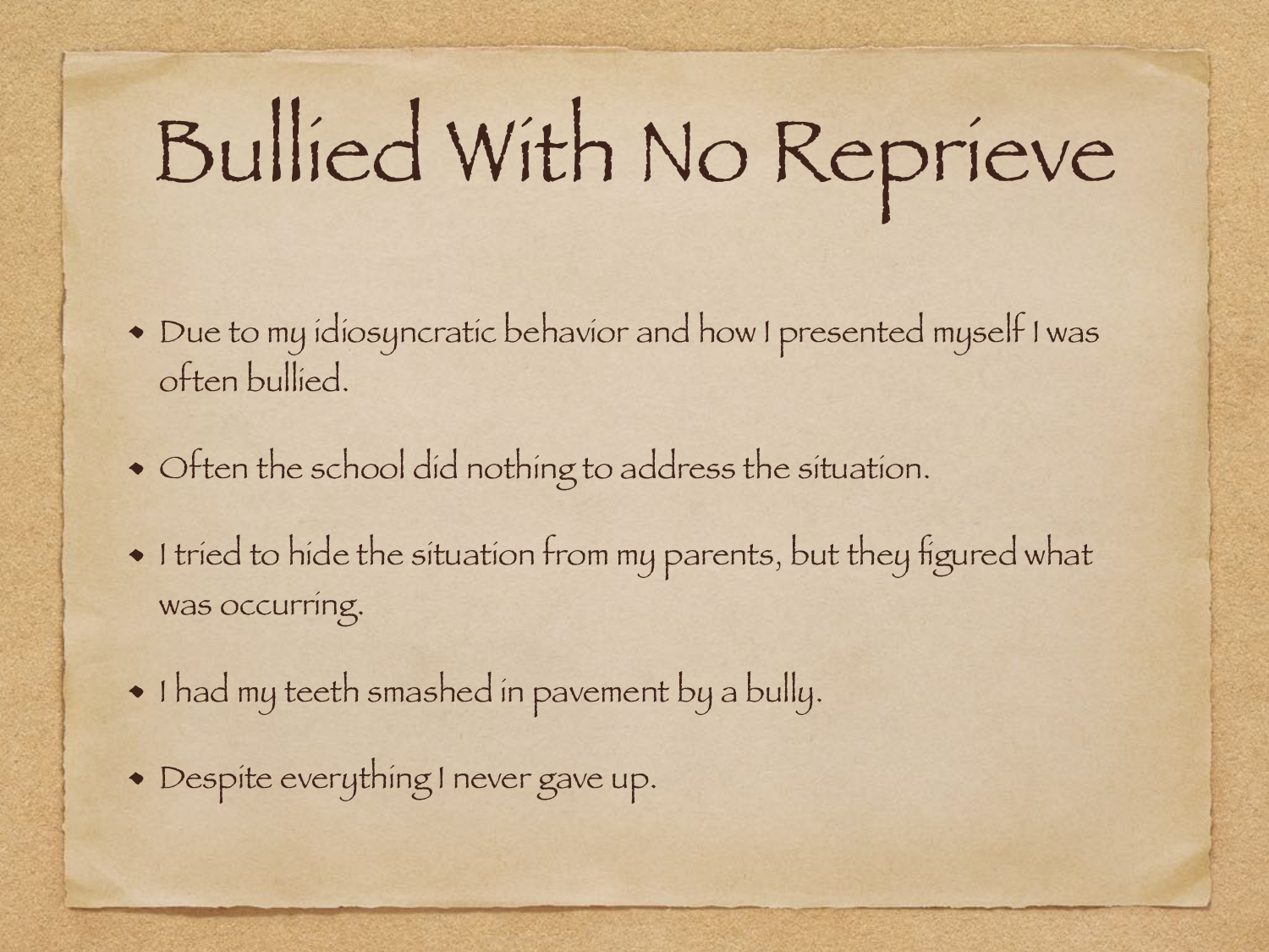# Bullied With No Reprieve

- Due to my idiosyncratic behavior and how I presented myself I was often bullied.
- Often the school did nothing to address the situation.
- I tried to hide the situation from my parents, but they figured what was occurring.
- I had my teeth smashed in pavement by a bully.
- Despite everything I never gave up.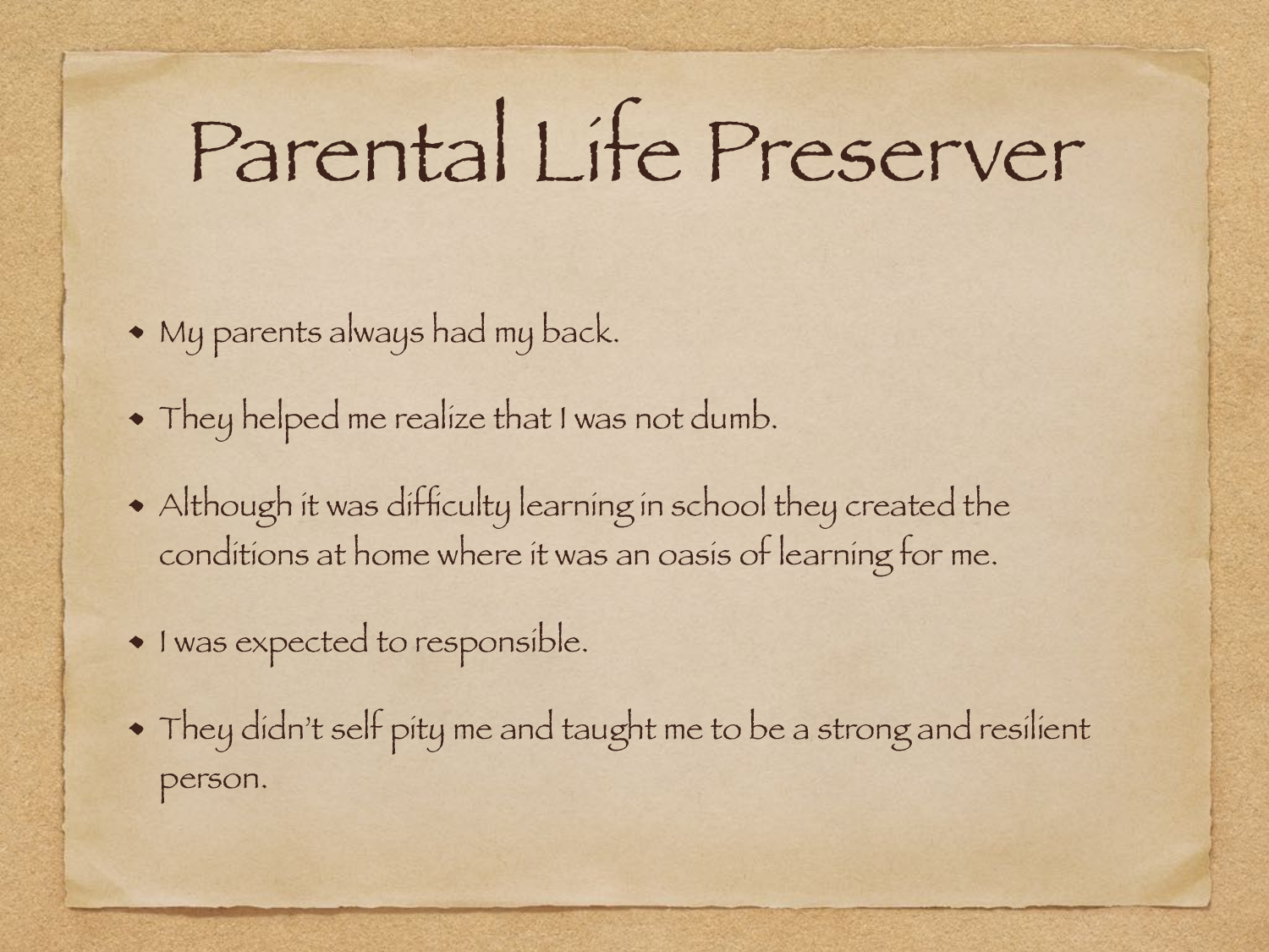# Parental Life Preserver

- My parents always had my back.
- They helped me realize that I was not dumb.
- Although it was difficulty learning in school they created the conditions at home where it was an oasis of learning for me.
- I was expected to responsible.
- They didn't self pity me and taught me to be a strong and resilient person.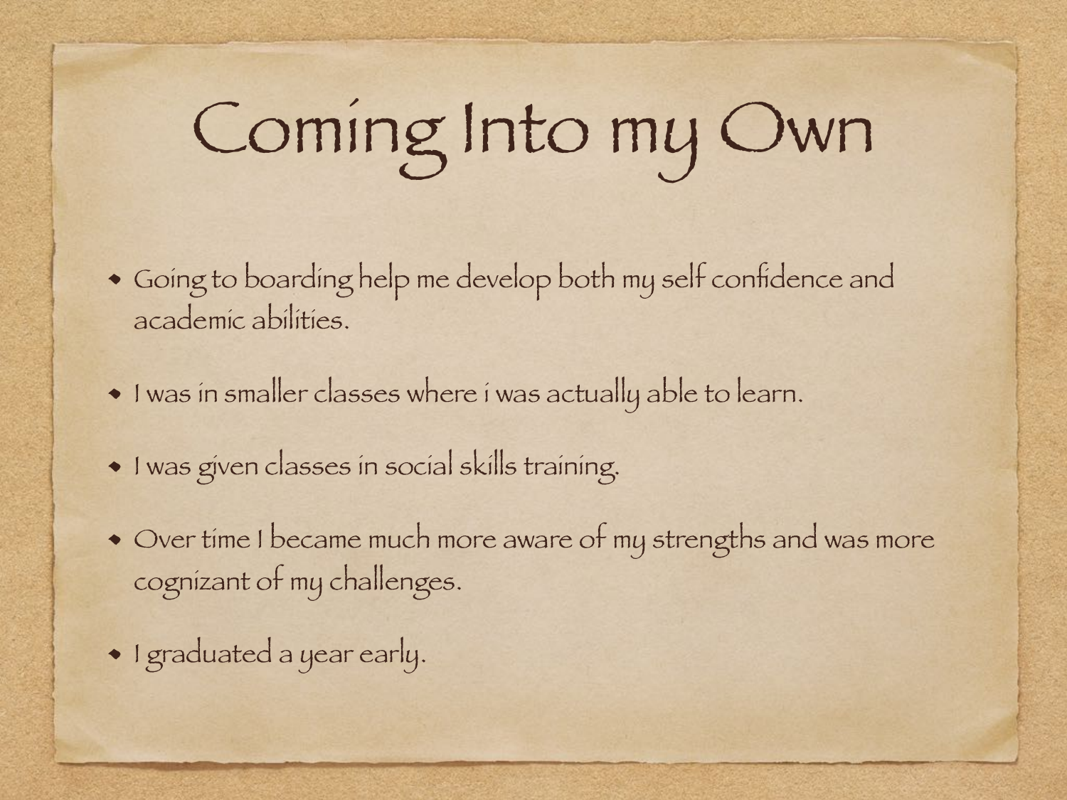# Coming Into my Own

- Going to boarding help me develop both my self confidence and academic abilities.
- I was in smaller classes where i was actually able to learn.
- I was given classes in social skills training.
- Over time I became much more aware of my strengths and was more cognizant of my challenges.
- I graduated a year early.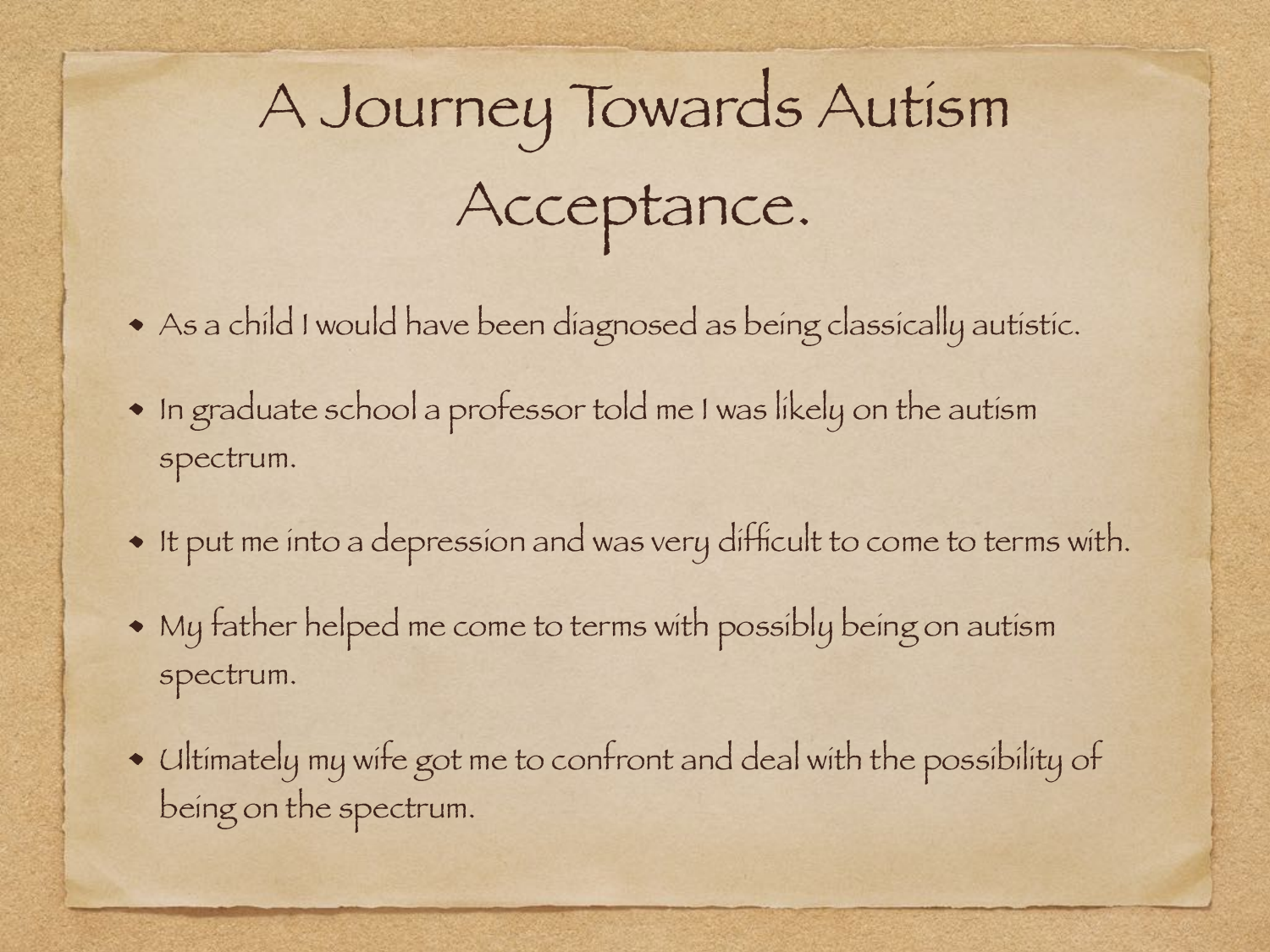# A Journey Towards Autism Acceptance.

- As a child I would have been diagnosed as being classically autistic.
- In graduate school a professor told me I was likely on the autism spectrum.
- It put me into a depression and was very difficult to come to terms with.
- My father helped me come to terms with possibly being on autism spectrum.
- Ultimately my wife got me to confront and deal with the possibility of being on the spectrum.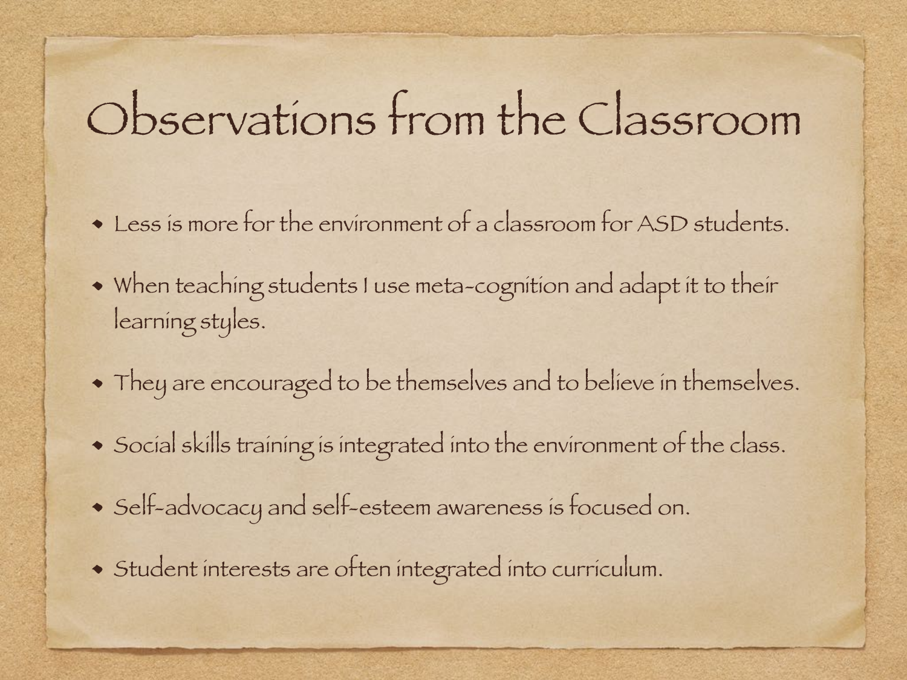# Observations from the Classroom

- Less is more for the environment of a classroom for ASD students.
- When teaching students I use meta-cognition and adapt it to their learning styles.
- They are encouraged to be themselves and to believe in themselves.
- Social skills training is integrated into the environment of the class.
- Self-advocacy and self-esteem awareness is focused on.
- Student interests are often integrated into curriculum.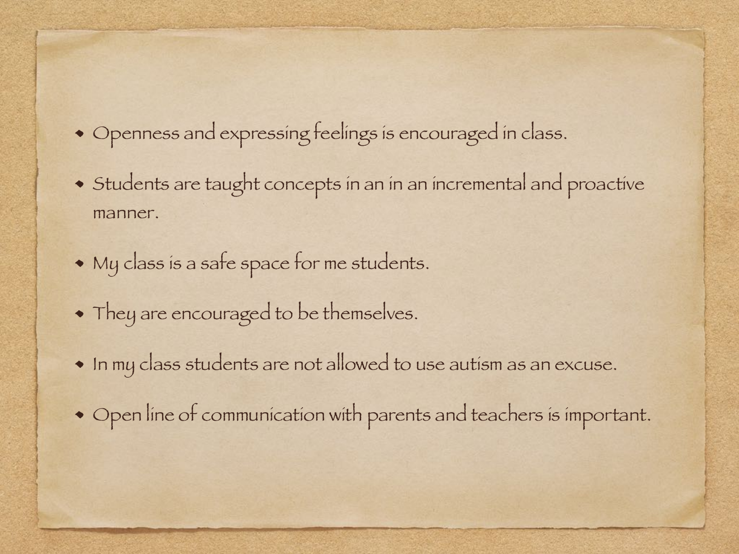- Openness and expressing feelings is encouraged in class.
- Students are taught concepts in an in an incremental and proactive manner.
- My class is a safe space for me students.
- They are encouraged to be themselves.
- In my class students are not allowed to use autism as an excuse.
- Open line of communication with parents and teachers is important.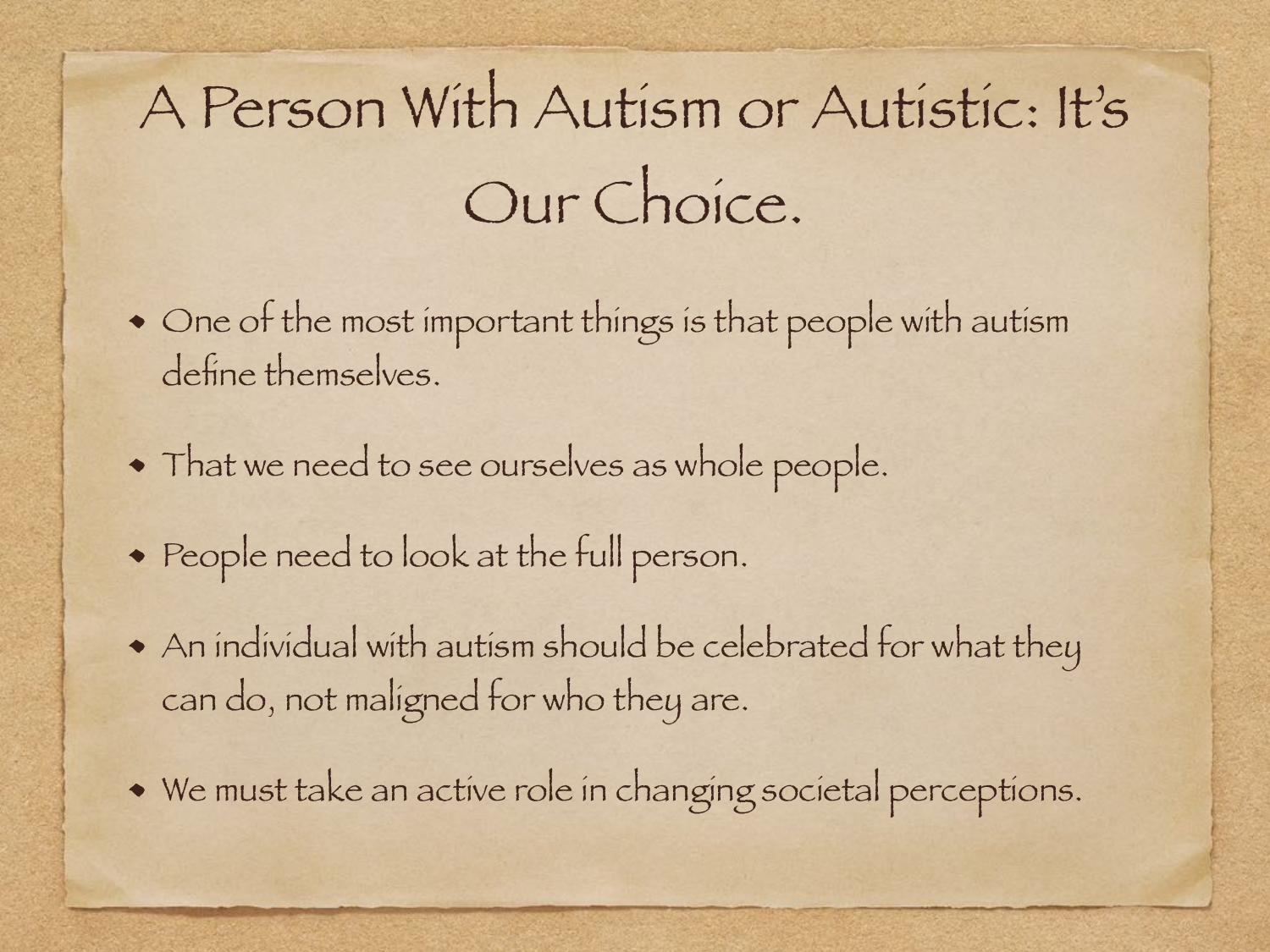# A Person With Autism or Autistic: It's Our Choice.

- One of the most important things is that people with autism define themselves.
- That we need to see ourselves as whole people.
- People need to look at the full person.
- An individual with autism should be celebrated for what they can do, not maligned for who they are.
- We must take an active role in changing societal perceptions.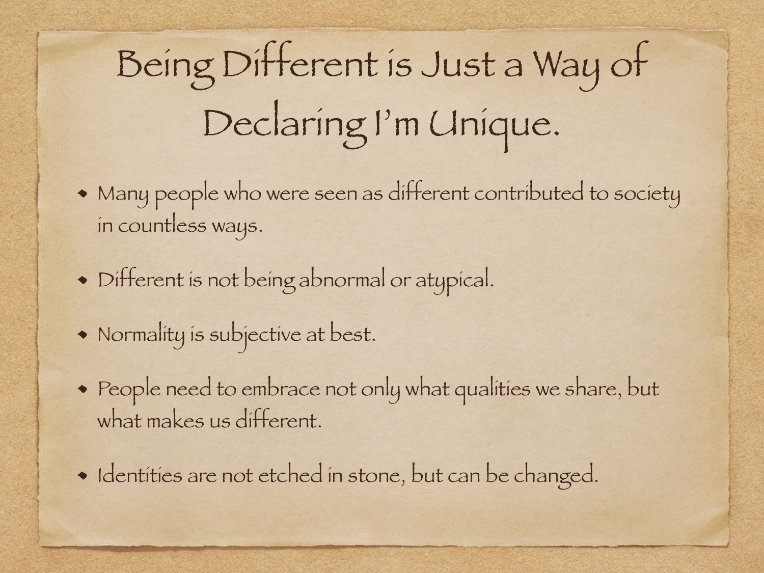# Being Different is Just a Way of Declaring I'm Unique.

- Many people who were seen as different contributed to society in countless ways.
- Different is not being abnormal or atypical.
- Normality is subjective at best.
- People need to embrace not only what qualities we share, but what makes us different.
- Identities are not etched in stone, but can be changed.